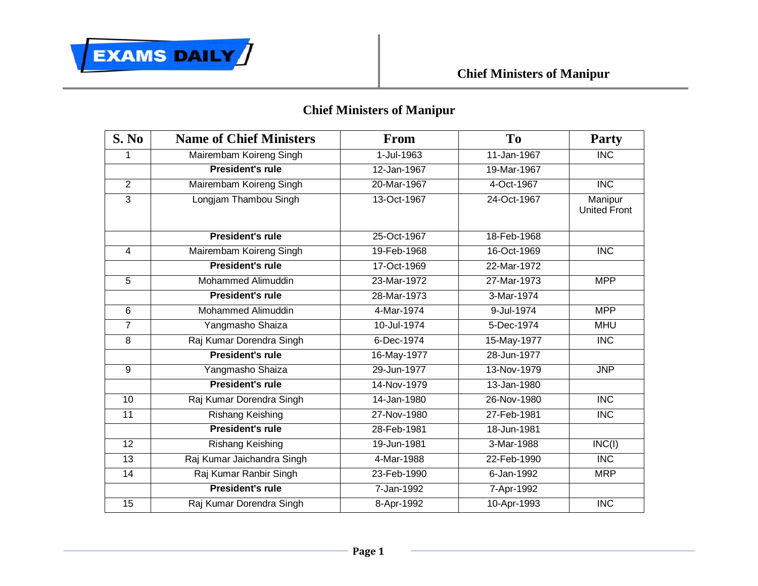# Chief Ministers of Manipur

| S. No | Name of Chief Ministers | From | To | Party |
|---|---|---|---|---|
| 1 | Mairembam Koireng Singh | 1-Jul-1963 | 11-Jan-1967 | INC |
| | **President's rule** | 12-Jan-1967 | 19-Mar-1967 | |
| 2 | Mairembam Koireng Singh | 20-Mar-1967 | 4-Oct-1967 | INC |
| 3 | Longjam Thambou Singh | 13-Oct-1967 | 24-Oct-1967 | Manipur United Front |
| | **President's rule** | 25-Oct-1967 | 18-Feb-1968 | |
| 4 | Mairembam Koireng Singh | 19-Feb-1968 | 16-Oct-1969 | INC |
| | **President's rule** | 17-Oct-1969 | 22-Mar-1972 | |
| 5 | Mohammed Alimuddin | 23-Mar-1972 | 27-Mar-1973 | MPP |
| | **President's rule** | 28-Mar-1973 | 3-Mar-1974 | |
| 6 | Mohammed Alimuddin | 4-Mar-1974 | 9-Jul-1974 | MPP |
| 7 | Yangmasho Shaiza | 10-Jul-1974 | 5-Dec-1974 | MHU |
| 8 | Raj Kumar Dorendra Singh | 6-Dec-1974 | 15-May-1977 | INC |
| | **President's rule** | 16-May-1977 | 28-Jun-1977 | |
| 9 | Yangmasho Shaiza | 29-Jun-1977 | 13-Nov-1979 | JNP |
| | **President's rule** | 14-Nov-1979 | 13-Jan-1980 | |
| 10 | Raj Kumar Dorendra Singh | 14-Jan-1980 | 26-Nov-1980 | INC |
| 11 | Rishang Keishing | 27-Nov-1980 | 27-Feb-1981 | INC |
| | **President's rule** | 28-Feb-1981 | 18-Jun-1981 | |
| 12 | Rishang Keishing | 19-Jun-1981 | 3-Mar-1988 | INC(I) |
| 13 | Raj Kumar Jaichandra Singh | 4-Mar-1988 | 22-Feb-1990 | INC |
| 14 | Raj Kumar Ranbir Singh | 23-Feb-1990 | 6-Jan-1992 | MRP |
| | **President's rule** | 7-Jan-1992 | 7-Apr-1992 | |
| 15 | Raj Kumar Dorendra Singh | 8-Apr-1992 | 10-Apr-1993 | INC |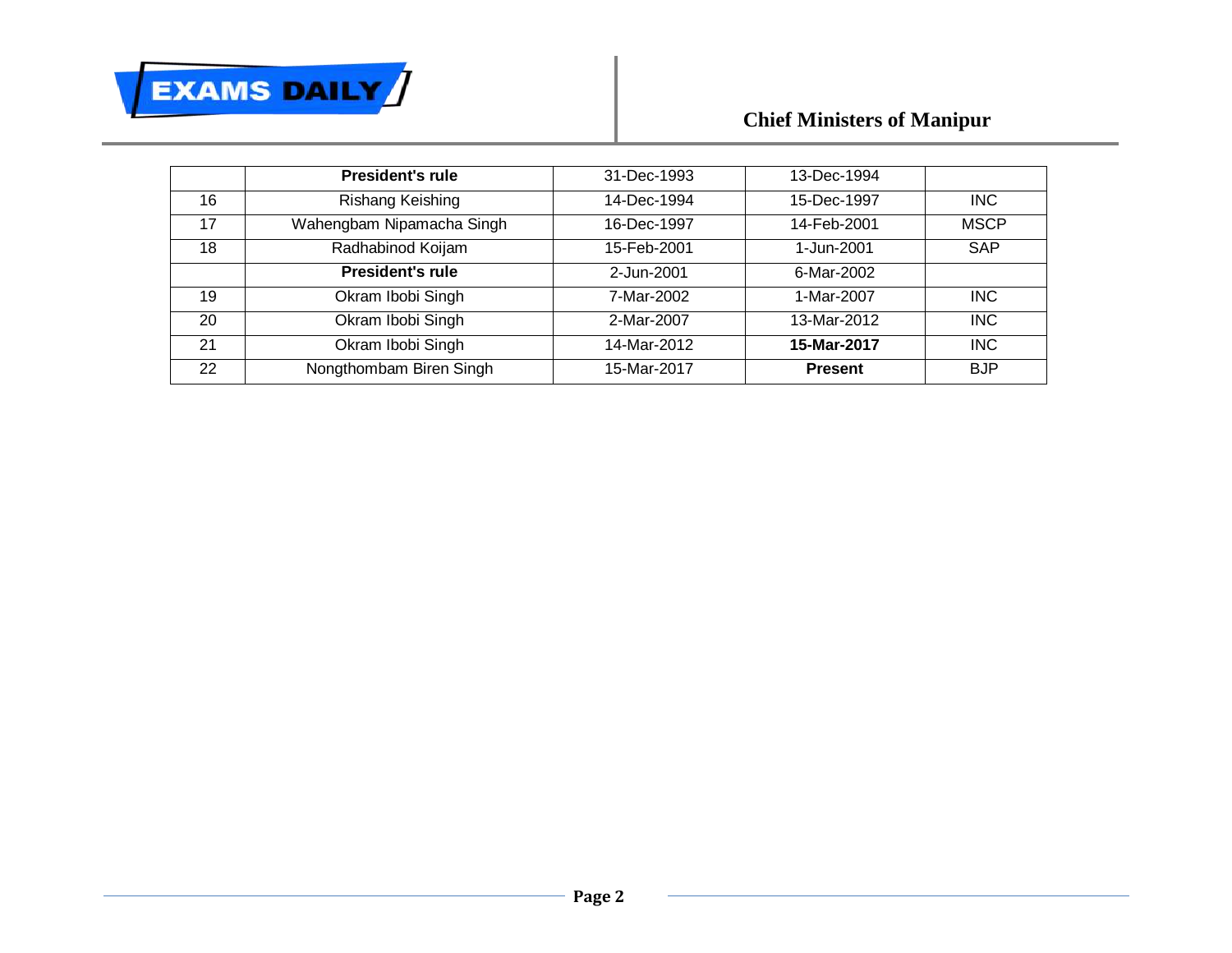| | | | | |
|---|---|---|---|---|
| | **President's rule** | 31-Dec-1993 | 13-Dec-1994 | |
| 16 | Rishang Keishing | 14-Dec-1994 | 15-Dec-1997 | INC |
| 17 | Wahengbam Nipamacha Singh | 16-Dec-1997 | 14-Feb-2001 | MSCP |
| 18 | Radhabinod Koijam | 15-Feb-2001 | 1-Jun-2001 | SAP |
| | **President's rule** | 2-Jun-2001 | 6-Mar-2002 | |
| 19 | Okram Ibobi Singh | 7-Mar-2002 | 1-Mar-2007 | INC |
| 20 | Okram Ibobi Singh | 2-Mar-2007 | 13-Mar-2012 | INC |
| 21 | Okram Ibobi Singh | 14-Mar-2012 | **15-Mar-2017** | INC |
| 22 | Nongthombam Biren Singh | 15-Mar-2017 | **Present** | BJP |